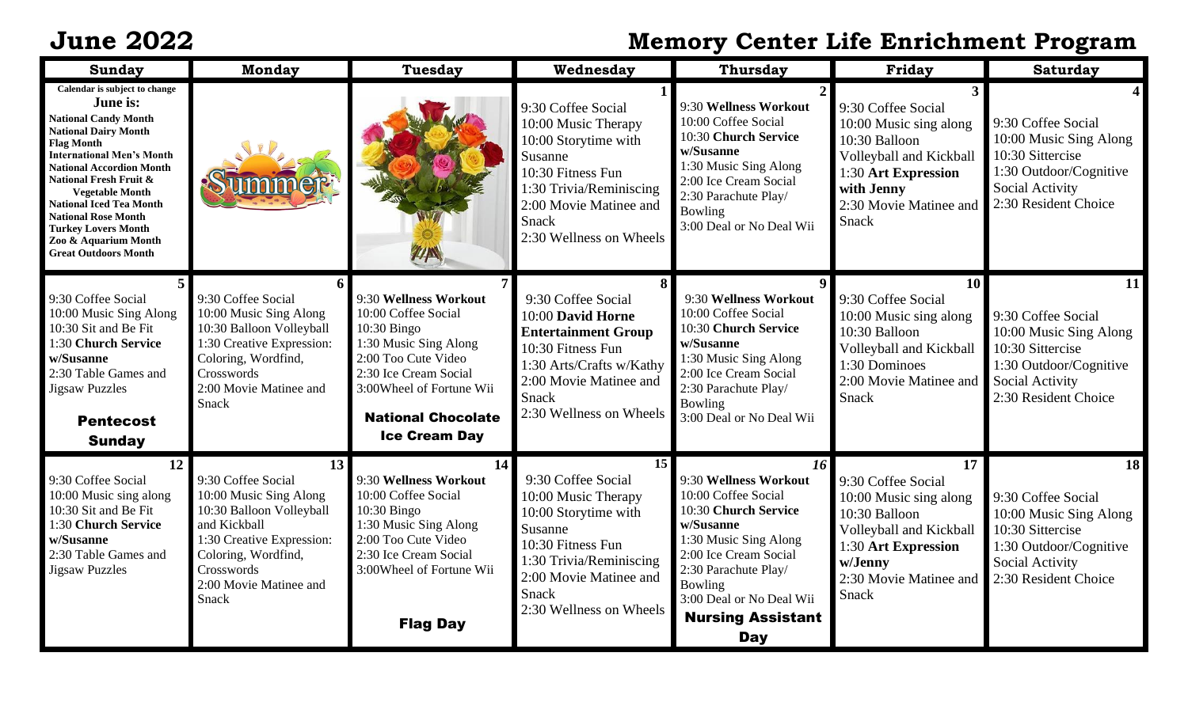# June 2022

# Memory Center Life Enrichment Program

| Sunday | Monday | Tuesday | Wednesday | Thursday | Friday | Saturday |
|---|---|---|---|---|---|---|
| Calendar is subject to change<br>**June is:**<br>**National Candy Month**<br>**National Dairy Month**<br>**Flag Month**<br>**International Men's Month**<br>**National Accordion Month**<br>**National Fresh Fruit & Vegetable Month**<br>**National Iced Tea Month**<br>**National Rose Month**<br>**Turkey Lovers Month**<br>**Zoo & Aquarium Month**<br>**Great Outdoors Month** | Summer | | **1**<br>9:30 Coffee Social<br>10:00 Music Therapy<br>10:00 Storytime with Susanne<br>10:30 Fitness Fun<br>1:30 Trivia/Reminiscing<br>2:00 Movie Matinee and Snack<br>2:30 Wellness on Wheels | **2**<br>9:30 **Wellness Workout**<br>10:00 Coffee Social<br>10:30 **Church Service w/Susanne**<br>1:30 Music Sing Along<br>2:00 Ice Cream Social<br>2:30 Parachute Play/ Bowling<br>3:00 Deal or No Deal Wii | **3**<br>9:30 Coffee Social<br>10:00 Music sing along<br>10:30 Balloon Volleyball and Kickball<br>1:30 **Art Expression with Jenny**<br>2:30 Movie Matinee and Snack | **4**<br>9:30 Coffee Social<br>10:00 Music Sing Along<br>10:30 Sittercise<br>1:30 Outdoor/Cognitive Social Activity<br>2:30 Resident Choice |
| **5**<br>9:30 Coffee Social<br>10:00 Music Sing Along<br>10:30 Sit and Be Fit<br>1:30 **Church Service w/Susanne**<br>2:30 Table Games and Jigsaw Puzzles<br>**Pentecost Sunday** | **6**<br>9:30 Coffee Social<br>10:00 Music Sing Along<br>10:30 Balloon Volleyball<br>1:30 Creative Expression: Coloring, Wordfind, Crosswords<br>2:00 Movie Matinee and Snack | **7**<br>9:30 **Wellness Workout**<br>10:00 Coffee Social<br>10:30 Bingo<br>1:30 Music Sing Along<br>2:00 Too Cute Video<br>2:30 Ice Cream Social<br>3:00Wheel of Fortune Wii<br>**National Chocolate Ice Cream Day** | **8**<br>9:30 Coffee Social<br>10:00 **David Horne Entertainment Group**<br>10:30 Fitness Fun<br>1:30 Arts/Crafts w/Kathy<br>2:00 Movie Matinee and Snack<br>2:30 Wellness on Wheels | **9**<br>9:30 **Wellness Workout**<br>10:00 Coffee Social<br>10:30 **Church Service w/Susanne**<br>1:30 Music Sing Along<br>2:00 Ice Cream Social<br>2:30 Parachute Play/ Bowling<br>3:00 Deal or No Deal Wii | **10**<br>9:30 Coffee Social<br>10:00 Music sing along<br>10:30 Balloon Volleyball and Kickball<br>1:30 Dominoes<br>2:00 Movie Matinee and Snack | **11**<br>9:30 Coffee Social<br>10:00 Music Sing Along<br>10:30 Sittercise<br>1:30 Outdoor/Cognitive Social Activity<br>2:30 Resident Choice |
| **12**<br>9:30 Coffee Social<br>10:00 Music sing along<br>10:30 Sit and Be Fit<br>1:30 **Church Service w/Susanne**<br>2:30 Table Games and Jigsaw Puzzles | **13**<br>9:30 Coffee Social<br>10:00 Music Sing Along<br>10:30 Balloon Volleyball and Kickball<br>1:30 Creative Expression: Coloring, Wordfind, Crosswords<br>2:00 Movie Matinee and Snack | **14**<br>9:30 **Wellness Workout**<br>10:00 Coffee Social<br>10:30 Bingo<br>1:30 Music Sing Along<br>2:00 Too Cute Video<br>2:30 Ice Cream Social<br>3:00Wheel of Fortune Wii<br>**Flag Day** | **15**<br>9:30 Coffee Social<br>10:00 Music Therapy<br>10:00 Storytime with Susanne<br>10:30 Fitness Fun<br>1:30 Trivia/Reminiscing<br>2:00 Movie Matinee and Snack<br>2:30 Wellness on Wheels | ***16***<br>9:30 **Wellness Workout**<br>10:00 Coffee Social<br>10:30 **Church Service w/Susanne**<br>1:30 Music Sing Along<br>2:00 Ice Cream Social<br>2:30 Parachute Play/ Bowling<br>3:00 Deal or No Deal Wii<br>**Nursing Assistant Day** | **17**<br>9:30 Coffee Social<br>10:00 Music sing along<br>10:30 Balloon Volleyball and Kickball<br>1:30 **Art Expression w/Jenny**<br>2:30 Movie Matinee and Snack | **18**<br>9:30 Coffee Social<br>10:00 Music Sing Along<br>10:30 Sittercise<br>1:30 Outdoor/Cognitive Social Activity<br>2:30 Resident Choice |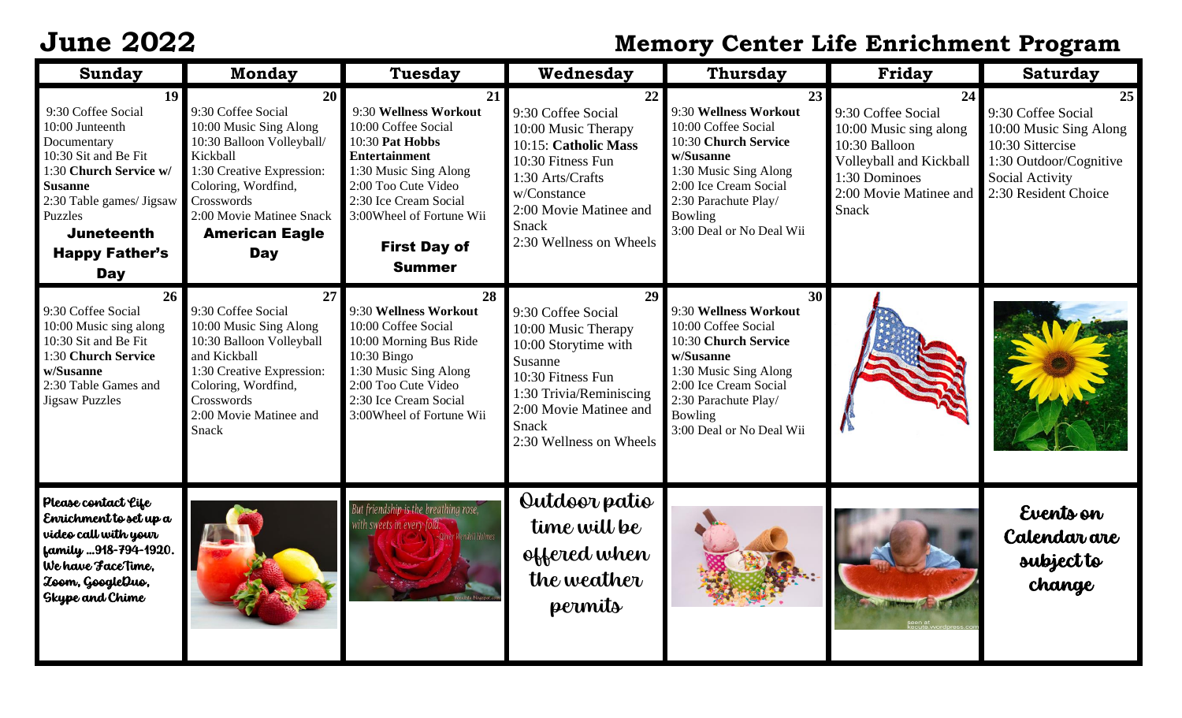# June 2022

# Memory Center Life Enrichment Program

| Sunday | Monday | Tuesday | Wednesday | Thursday | Friday | Saturday |
|---|---|---|---|---|---|---|
| **19**<br>9:30 Coffee Social<br>10:00 Junteenth Documentary<br>10:30 Sit and Be Fit<br>1:30 **Church Service w/ Susanne**<br>2:30 Table games/ Jigsaw Puzzles<br>**Juneteenth**<br>**Happy Father's Day** | **20**<br>9:30 Coffee Social<br>10:00 Music Sing Along<br>10:30 Balloon Volleyball/ Kickball<br>1:30 Creative Expression: Coloring, Wordfind, Crosswords<br>2:00 Movie Matinee Snack<br>**American Eagle Day** | **21**<br>9:30 **Wellness Workout**<br>10:00 Coffee Social<br>10:30 **Pat Hobbs Entertainment**<br>1:30 Music Sing Along<br>2:00 Too Cute Video<br>2:30 Ice Cream Social<br>3:00Wheel of Fortune Wii<br>**First Day of Summer** | **22**<br>9:30 Coffee Social<br>10:00 Music Therapy<br>10:15: **Catholic Mass**<br>10:30 Fitness Fun<br>1:30 Arts/Crafts w/Constance<br>2:00 Movie Matinee and Snack<br>2:30 Wellness on Wheels | **23**<br>9:30 **Wellness Workout**<br>10:00 Coffee Social<br>10:30 **Church Service w/Susanne**<br>1:30 Music Sing Along<br>2:00 Ice Cream Social<br>2:30 Parachute Play/ Bowling<br>3:00 Deal or No Deal Wii | **24**<br>9:30 Coffee Social<br>10:00 Music sing along<br>10:30 Balloon Volleyball and Kickball<br>1:30 Dominoes<br>2:00 Movie Matinee and Snack | **25**<br>9:30 Coffee Social<br>10:00 Music Sing Along<br>10:30 Sittercise<br>1:30 Outdoor/Cognitive Social Activity<br>2:30 Resident Choice |
| **26**<br>9:30 Coffee Social<br>10:00 Music sing along<br>10:30 Sit and Be Fit<br>1:30 **Church Service w/Susanne**<br>2:30 Table Games and Jigsaw Puzzles | **27**<br>9:30 Coffee Social<br>10:00 Music Sing Along<br>10:30 Balloon Volleyball and Kickball<br>1:30 Creative Expression: Coloring, Wordfind, Crosswords<br>2:00 Movie Matinee and Snack | **28**<br>9:30 **Wellness Workout**<br>10:00 Coffee Social<br>10:00 Morning Bus Ride<br>10:30 Bingo<br>1:30 Music Sing Along<br>2:00 Too Cute Video<br>2:30 Ice Cream Social<br>3:00Wheel of Fortune Wii | **29**<br>9:30 Coffee Social<br>10:00 Music Therapy<br>10:00 Storytime with Susanne<br>10:30 Fitness Fun<br>1:30 Trivia/Reminiscing<br>2:00 Movie Matinee and Snack<br>2:30 Wellness on Wheels | **30**<br>9:30 **Wellness Workout**<br>10:00 Coffee Social<br>10:30 **Church Service w/Susanne**<br>1:30 Music Sing Along<br>2:00 Ice Cream Social<br>2:30 Parachute Play/ Bowling<br>3:00 Deal or No Deal Wii | | |
| **Please contact Life Enrichment to set up a video call with your family ...918-794-1920. We have FaceTime, Zoom, GoogleDuo, Skype and Chime** | | But friendship is the breathing rose, with sweets in every fold. ~Oliver Wendell Holmes | Outdoor patio time will be offered when the weather permits | | | Events on Calendar are subject to change |